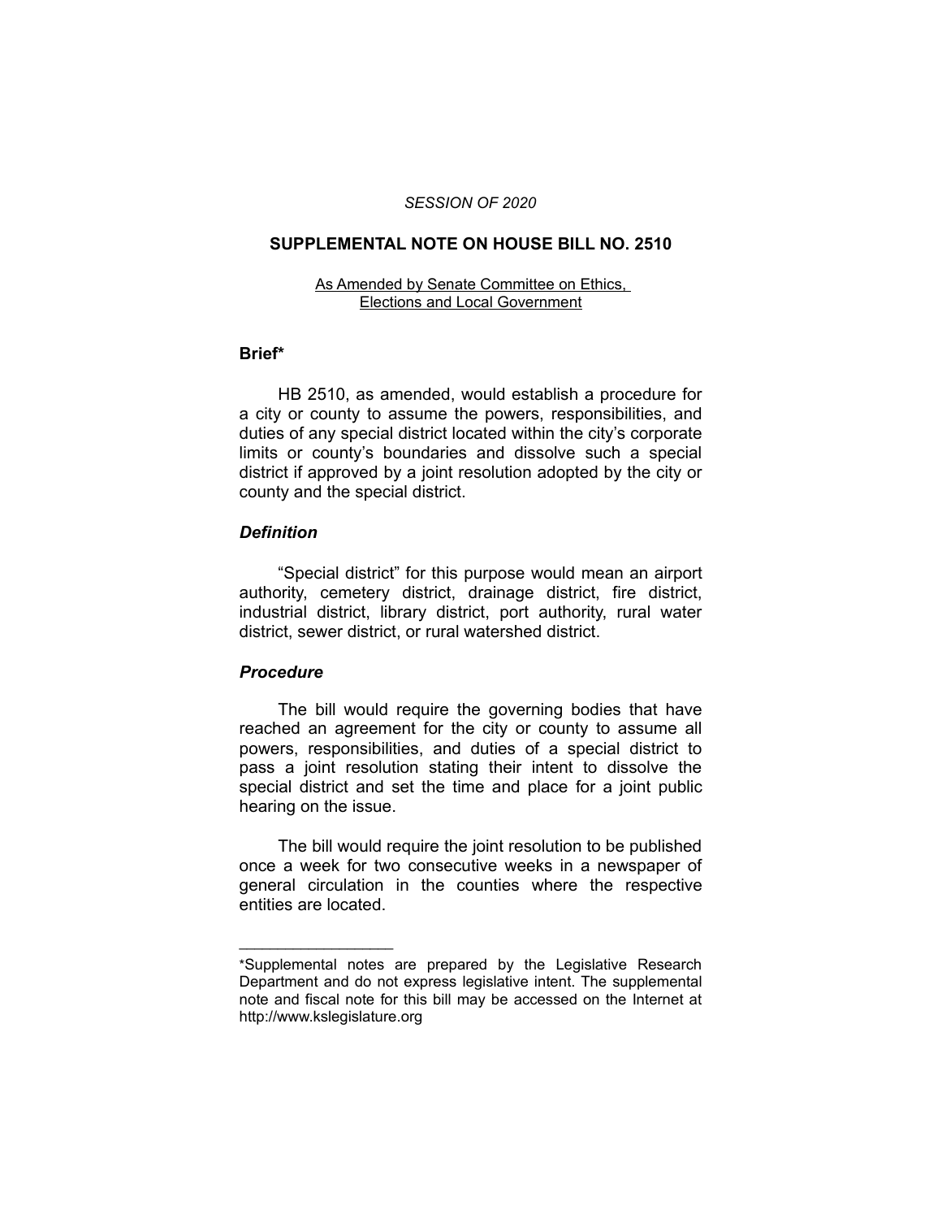*SESSION OF 2020*

# SUPPLEMENTAL NOTE ON HOUSE BILL NO. 2510

As Amended by Senate Committee on Ethics, Elections and Local Government

## Brief*

HB 2510, as amended, would establish a procedure for a city or county to assume the powers, responsibilities, and duties of any special district located within the city's corporate limits or county's boundaries and dissolve such a special district if approved by a joint resolution adopted by the city or county and the special district.

### *Definition*

"Special district" for this purpose would mean an airport authority, cemetery district, drainage district, fire district, industrial district, library district, port authority, rural water district, sewer district, or rural watershed district.

### *Procedure*

The bill would require the governing bodies that have reached an agreement for the city or county to assume all powers, responsibilities, and duties of a special district to pass a joint resolution stating their intent to dissolve the special district and set the time and place for a joint public hearing on the issue.

The bill would require the joint resolution to be published once a week for two consecutive weeks in a newspaper of general circulation in the counties where the respective entities are located.

---

*Supplemental notes are prepared by the Legislative Research Department and do not express legislative intent. The supplemental note and fiscal note for this bill may be accessed on the Internet at http://www.kslegislature.org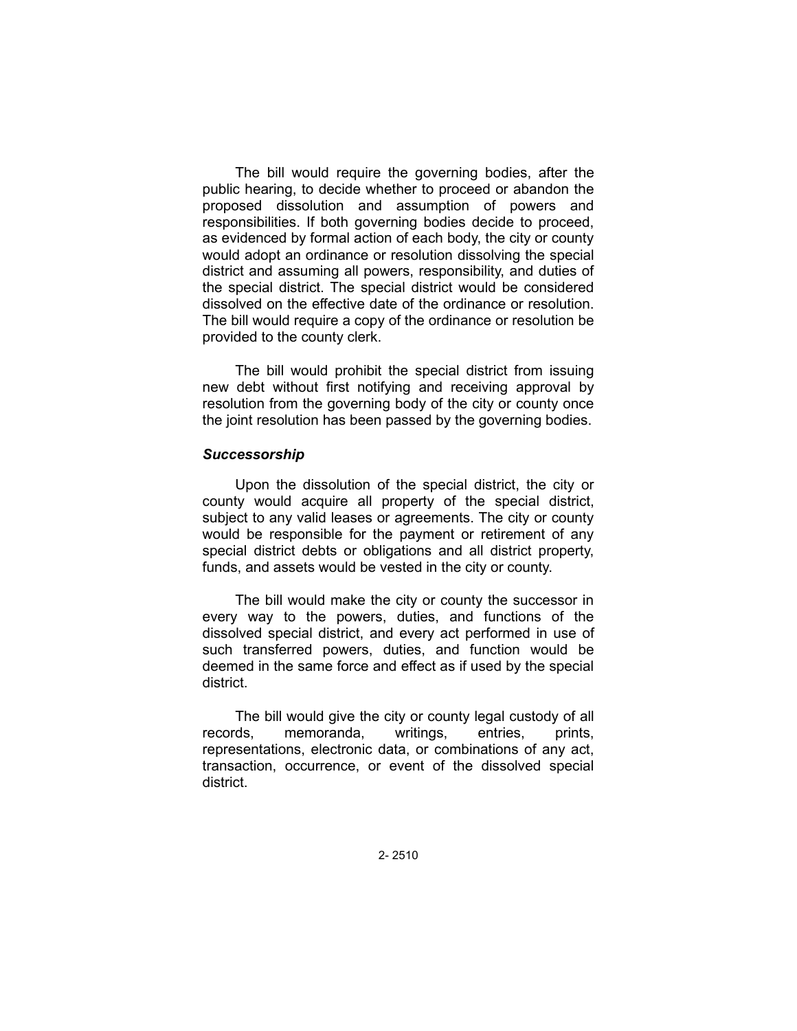The bill would require the governing bodies, after the public hearing, to decide whether to proceed or abandon the proposed dissolution and assumption of powers and responsibilities. If both governing bodies decide to proceed, as evidenced by formal action of each body, the city or county would adopt an ordinance or resolution dissolving the special district and assuming all powers, responsibility, and duties of the special district. The special district would be considered dissolved on the effective date of the ordinance or resolution. The bill would require a copy of the ordinance or resolution be provided to the county clerk.

The bill would prohibit the special district from issuing new debt without first notifying and receiving approval by resolution from the governing body of the city or county once the joint resolution has been passed by the governing bodies.

### *Successorship*

Upon the dissolution of the special district, the city or county would acquire all property of the special district, subject to any valid leases or agreements. The city or county would be responsible for the payment or retirement of any special district debts or obligations and all district property, funds, and assets would be vested in the city or county.

The bill would make the city or county the successor in every way to the powers, duties, and functions of the dissolved special district, and every act performed in use of such transferred powers, duties, and function would be deemed in the same force and effect as if used by the special district.

The bill would give the city or county legal custody of all records, memoranda, writings, entries, prints, representations, electronic data, or combinations of any act, transaction, occurrence, or event of the dissolved special district.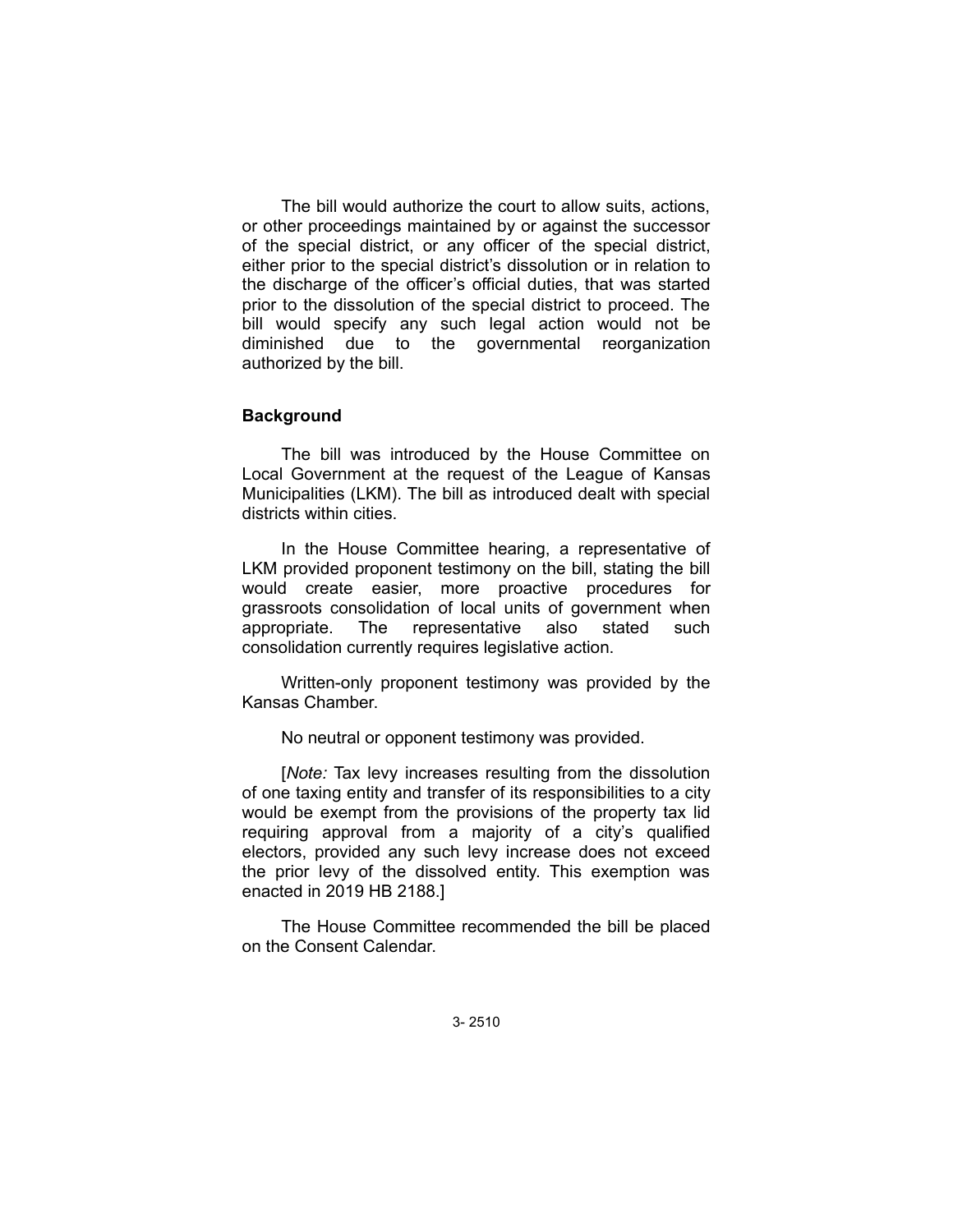The bill would authorize the court to allow suits, actions, or other proceedings maintained by or against the successor of the special district, or any officer of the special district, either prior to the special district's dissolution or in relation to the discharge of the officer's official duties, that was started prior to the dissolution of the special district to proceed. The bill would specify any such legal action would not be diminished due to the governmental reorganization authorized by the bill.

## Background

The bill was introduced by the House Committee on Local Government at the request of the League of Kansas Municipalities (LKM). The bill as introduced dealt with special districts within cities.

In the House Committee hearing, a representative of LKM provided proponent testimony on the bill, stating the bill would create easier, more proactive procedures for grassroots consolidation of local units of government when appropriate. The representative also stated such consolidation currently requires legislative action.

Written-only proponent testimony was provided by the Kansas Chamber.

No neutral or opponent testimony was provided.

[*Note:* Tax levy increases resulting from the dissolution of one taxing entity and transfer of its responsibilities to a city would be exempt from the provisions of the property tax lid requiring approval from a majority of a city's qualified electors, provided any such levy increase does not exceed the prior levy of the dissolved entity. This exemption was enacted in 2019 HB 2188.]

The House Committee recommended the bill be placed on the Consent Calendar.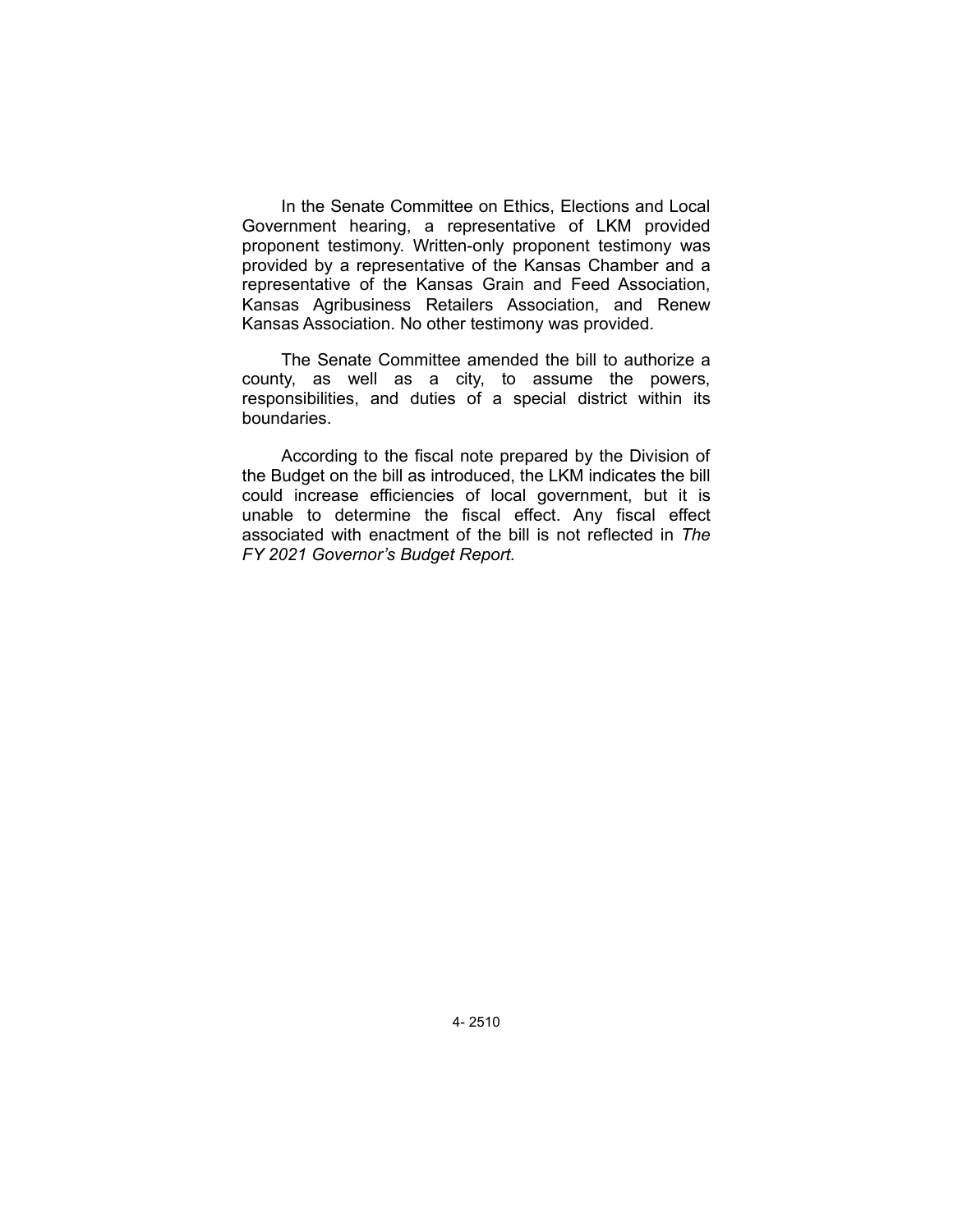In the Senate Committee on Ethics, Elections and Local Government hearing, a representative of LKM provided proponent testimony. Written-only proponent testimony was provided by a representative of the Kansas Chamber and a representative of the Kansas Grain and Feed Association, Kansas Agribusiness Retailers Association, and Renew Kansas Association. No other testimony was provided.

The Senate Committee amended the bill to authorize a county, as well as a city, to assume the powers, responsibilities, and duties of a special district within its boundaries.

According to the fiscal note prepared by the Division of the Budget on the bill as introduced, the LKM indicates the bill could increase efficiencies of local government, but it is unable to determine the fiscal effect. Any fiscal effect associated with enactment of the bill is not reflected in *The FY 2021 Governor's Budget Report.*